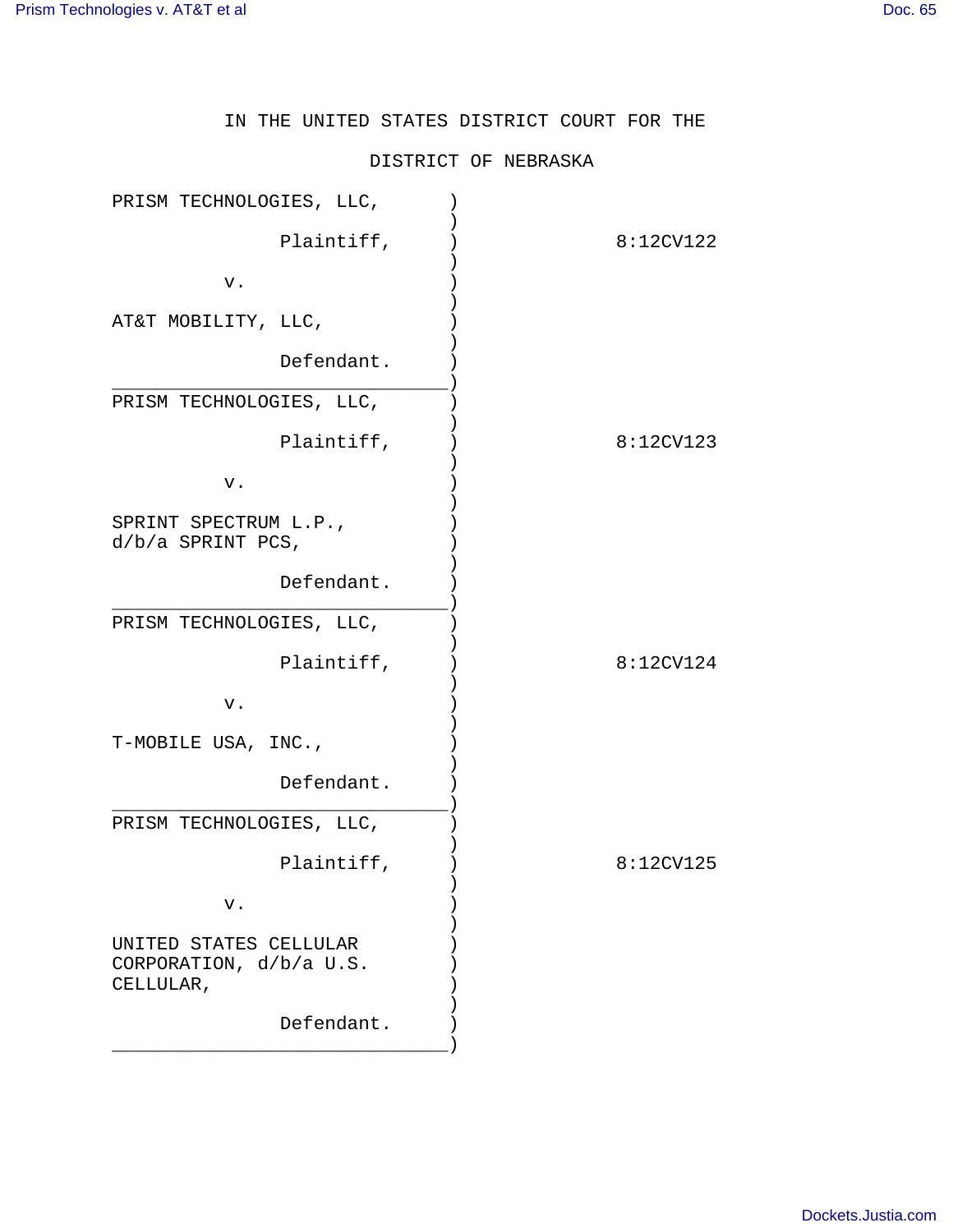IN THE UNITED STATES DISTRICT COURT FOR THE

DISTRICT OF NEBRASKA

| | |
|---|---|
| PRISM TECHNOLOGIES, LLC,<br><br>Plaintiff,<br><br>v.<br><br>AT&T MOBILITY, LLC,<br><br>Defendant. | 8:12CV122 |
| PRISM TECHNOLOGIES, LLC,<br><br>Plaintiff,<br><br>v.<br><br>SPRINT SPECTRUM L.P., d/b/a SPRINT PCS,<br><br>Defendant. | 8:12CV123 |
| PRISM TECHNOLOGIES, LLC,<br><br>Plaintiff,<br><br>v.<br><br>T-MOBILE USA, INC.,<br><br>Defendant. | 8:12CV124 |
| PRISM TECHNOLOGIES, LLC,<br><br>Plaintiff,<br><br>v.<br><br>UNITED STATES CELLULAR CORPORATION, d/b/a U.S. CELLULAR,<br><br>Defendant. | 8:12CV125 |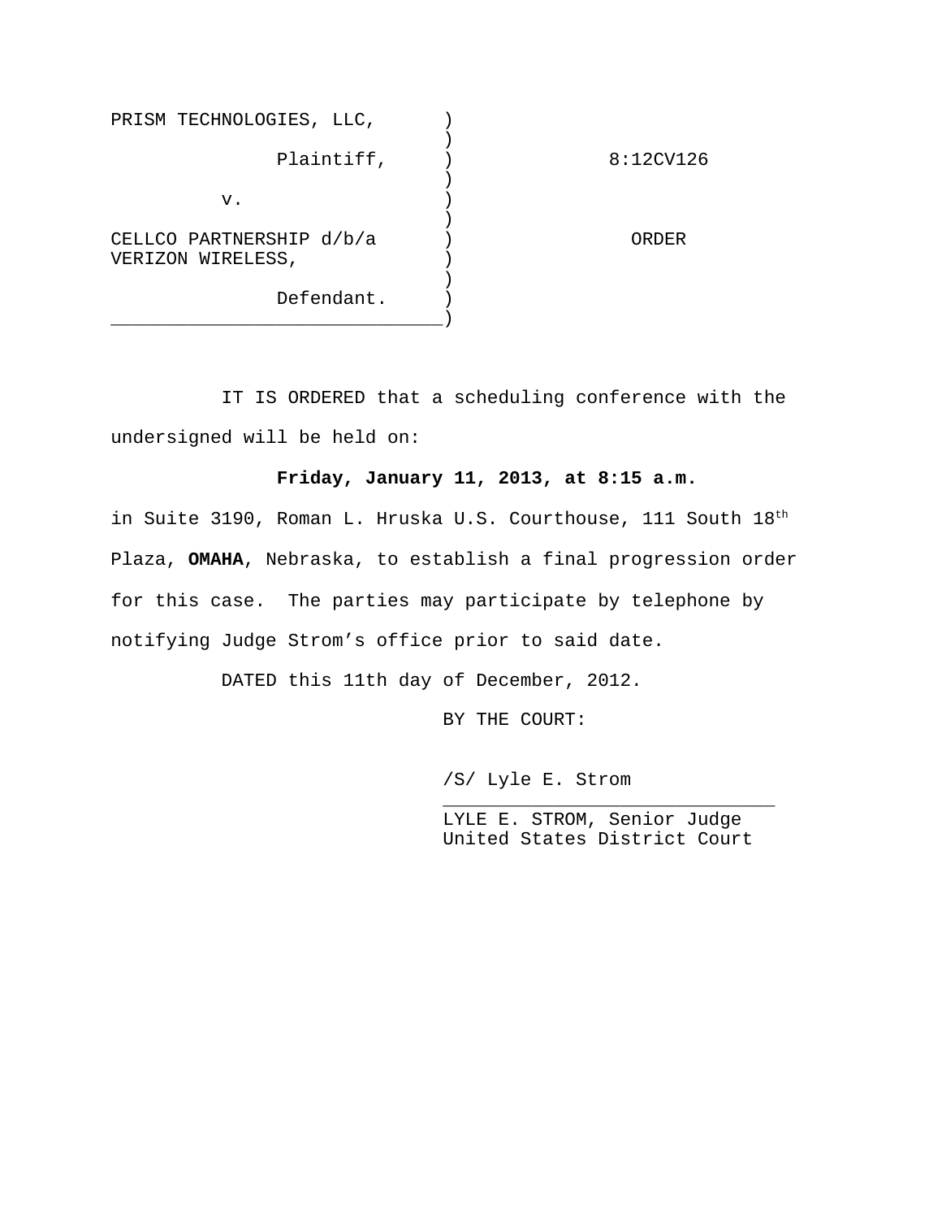PRISM TECHNOLOGIES, LLC, Plaintiff,

v.

CELLCO PARTNERSHIP d/b/a VERIZON WIRELESS, Defendant.

8:12CV126

ORDER

IT IS ORDERED that a scheduling conference with the undersigned will be held on:

**Friday, January 11, 2013, at 8:15 a.m.**

in Suite 3190, Roman L. Hruska U.S. Courthouse, 111 South 18th Plaza, **OMAHA**, Nebraska, to establish a final progression order for this case. The parties may participate by telephone by notifying Judge Strom's office prior to said date.

DATED this 11th day of December, 2012.

BY THE COURT:

/S/ Lyle E. Strom

LYLE E. STROM, Senior Judge
United States District Court